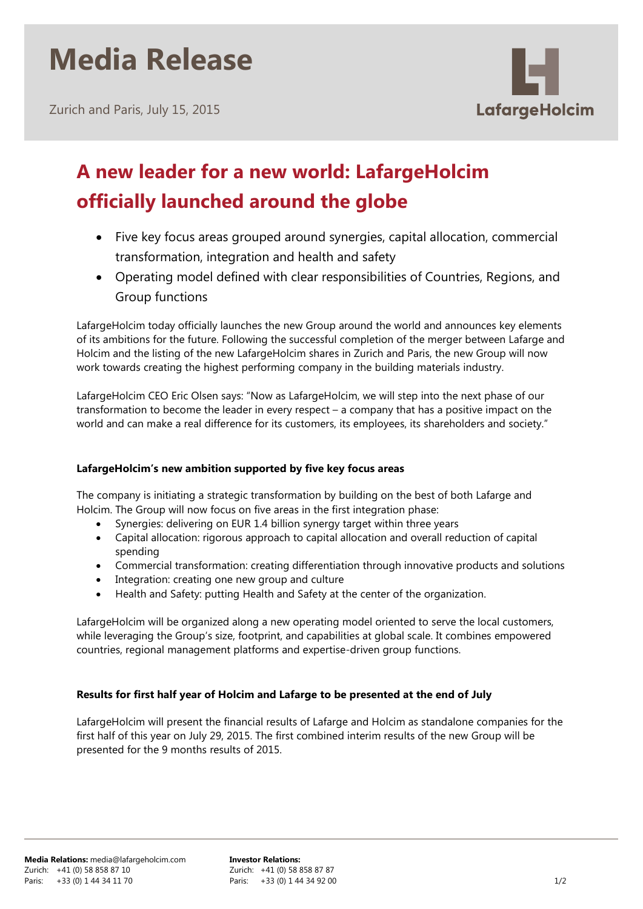# Media Release

Zurich and Paris, July 15, 2015

LafargeHolcim

## A new leader for a new world: LafargeHolcim officially launched around the globe

- Five key focus areas grouped around synergies, capital allocation, commercial transformation, integration and health and safety
- Operating model defined with clear responsibilities of Countries, Regions, and Group functions

LafargeHolcim today officially launches the new Group around the world and announces key elements of its ambitions for the future. Following the successful completion of the merger between Lafarge and Holcim and the listing of the new LafargeHolcim shares in Zurich and Paris, the new Group will now work towards creating the highest performing company in the building materials industry.

LafargeHolcim CEO Eric Olsen says: "Now as LafargeHolcim, we will step into the next phase of our transformation to become the leader in every respect – a company that has a positive impact on the world and can make a real difference for its customers, its employees, its shareholders and society."

### LafargeHolcim's new ambition supported by five key focus areas

The company is initiating a strategic transformation by building on the best of both Lafarge and Holcim. The Group will now focus on five areas in the first integration phase:

- Synergies: delivering on EUR 1.4 billion synergy target within three years
- Capital allocation: rigorous approach to capital allocation and overall reduction of capital spending
- Commercial transformation: creating differentiation through innovative products and solutions
- Integration: creating one new group and culture
- Health and Safety: putting Health and Safety at the center of the organization.

LafargeHolcim will be organized along a new operating model oriented to serve the local customers, while leveraging the Group's size, footprint, and capabilities at global scale. It combines empowered countries, regional management platforms and expertise-driven group functions.

### Results for first half year of Holcim and Lafarge to be presented at the end of July

LafargeHolcim will present the financial results of Lafarge and Holcim as standalone companies for the first half of this year on July 29, 2015. The first combined interim results of the new Group will be presented for the 9 months results of 2015.

**Media Relations:** media@lafargeholcim.com
Zurich: +41 (0) 58 858 87 10
Paris: +33 (0) 1 44 34 11 70

**Investor Relations:**
Zurich: +41 (0) 58 858 87 87
Paris: +33 (0) 1 44 34 92 00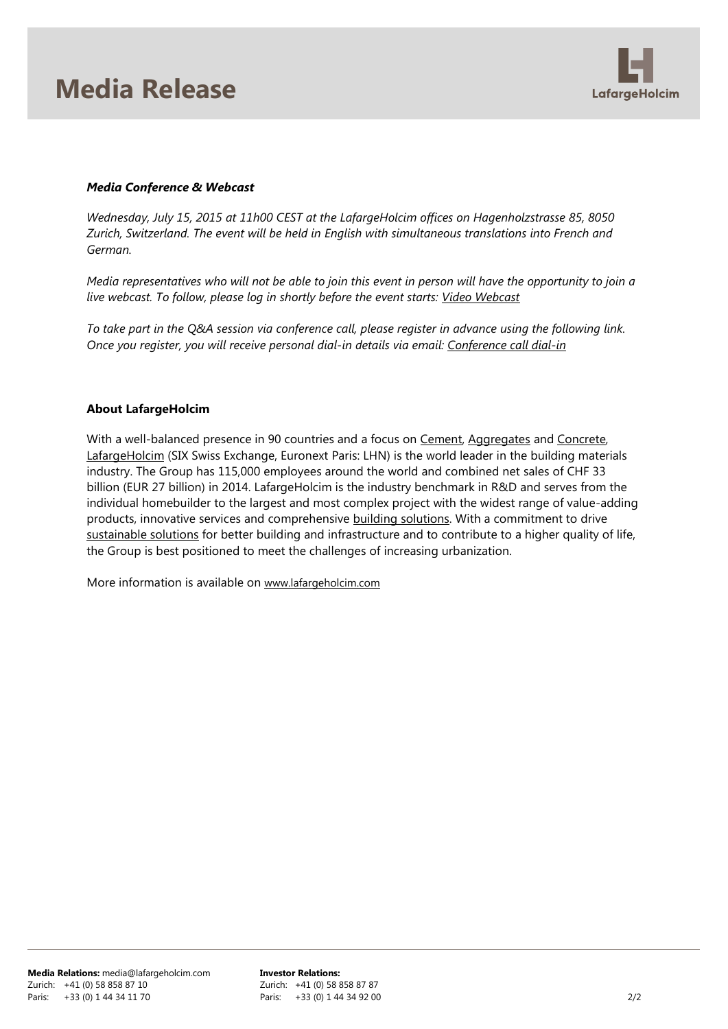***Media Conference & Webcast***

*Wednesday, July 15, 2015 at 11h00 CEST at the LafargeHolcim offices on Hagenholzstrasse 85, 8050 Zurich, Switzerland. The event will be held in English with simultaneous translations into French and German.*

*Media representatives who will not be able to join this event in person will have the opportunity to join a live webcast. To follow, please log in shortly before the event starts: Video Webcast*

*To take part in the Q&A session via conference call, please register in advance using the following link. Once you register, you will receive personal dial-in details via email: Conference call dial-in*

**About LafargeHolcim**

With a well-balanced presence in 90 countries and a focus on Cement, Aggregates and Concrete, LafargeHolcim (SIX Swiss Exchange, Euronext Paris: LHN) is the world leader in the building materials industry. The Group has 115,000 employees around the world and combined net sales of CHF 33 billion (EUR 27 billion) in 2014. LafargeHolcim is the industry benchmark in R&D and serves from the individual homebuilder to the largest and most complex project with the widest range of value-adding products, innovative services and comprehensive building solutions. With a commitment to drive sustainable solutions for better building and infrastructure and to contribute to a higher quality of life, the Group is best positioned to meet the challenges of increasing urbanization.

More information is available on www.lafargeholcim.com

**Media Relations:** media@lafargeholcim.com
Zurich: +41 (0) 58 858 87 10
Paris: +33 (0) 1 44 34 11 70

**Investor Relations:**
Zurich: +41 (0) 58 858 87 87
Paris: +33 (0) 1 44 34 92 00